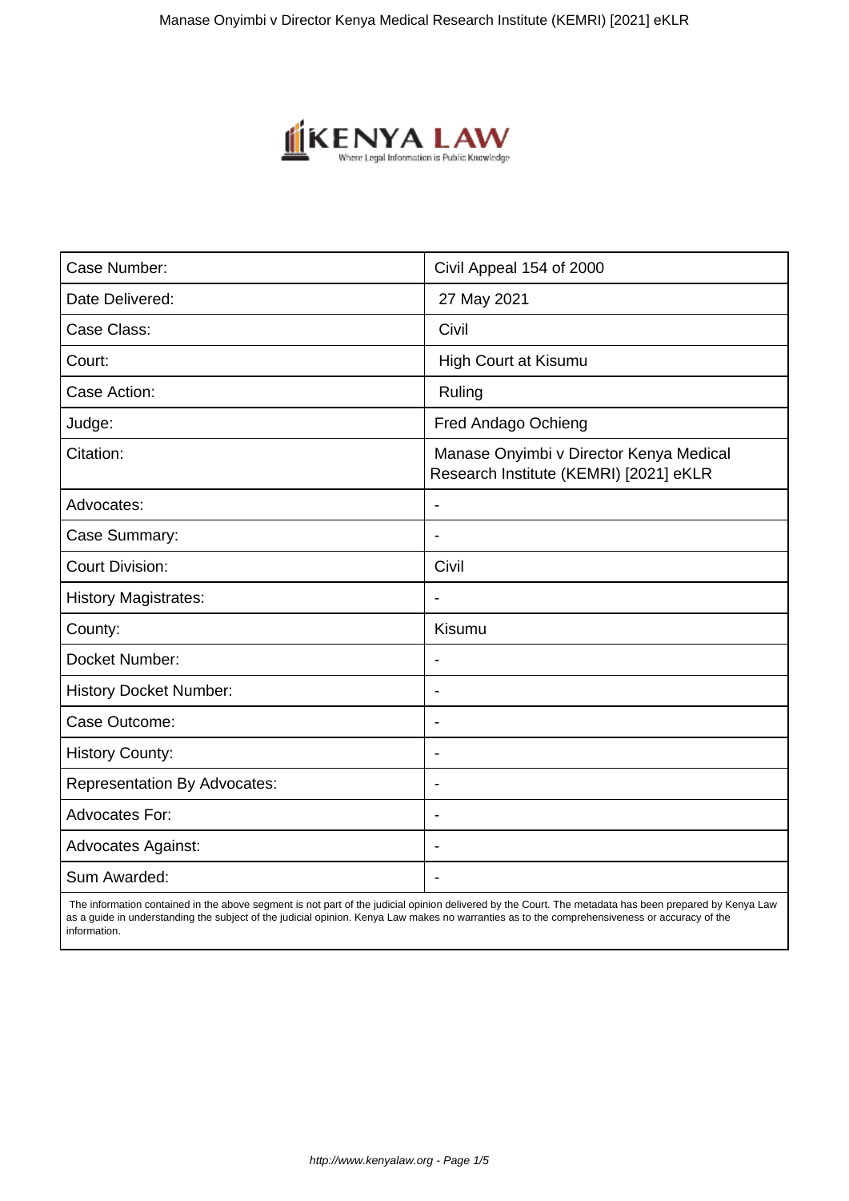| Case Number: | Civil Appeal 154 of 2000 |
| --- | --- |
| Date Delivered: | 27 May 2021 |
| Case Class: | Civil |
| Court: | High Court at Kisumu |
| Case Action: | Ruling |
| Judge: | Fred Andago Ochieng |
| Citation: | Manase Onyimbi v Director Kenya Medical Research Institute (KEMRI) [2021] eKLR |
| Advocates: | - |
| Case Summary: | - |
| Court Division: | Civil |
| History Magistrates: | - |
| County: | Kisumu |
| Docket Number: | - |
| History Docket Number: | - |
| Case Outcome: | - |
| History County: | - |
| Representation By Advocates: | - |
| Advocates For: | - |
| Advocates Against: | - |
| Sum Awarded: | - |

The information contained in the above segment is not part of the judicial opinion delivered by the Court. The metadata has been prepared by Kenya Law as a guide in understanding the subject of the judicial opinion. Kenya Law makes no warranties as to the comprehensiveness or accuracy of the information.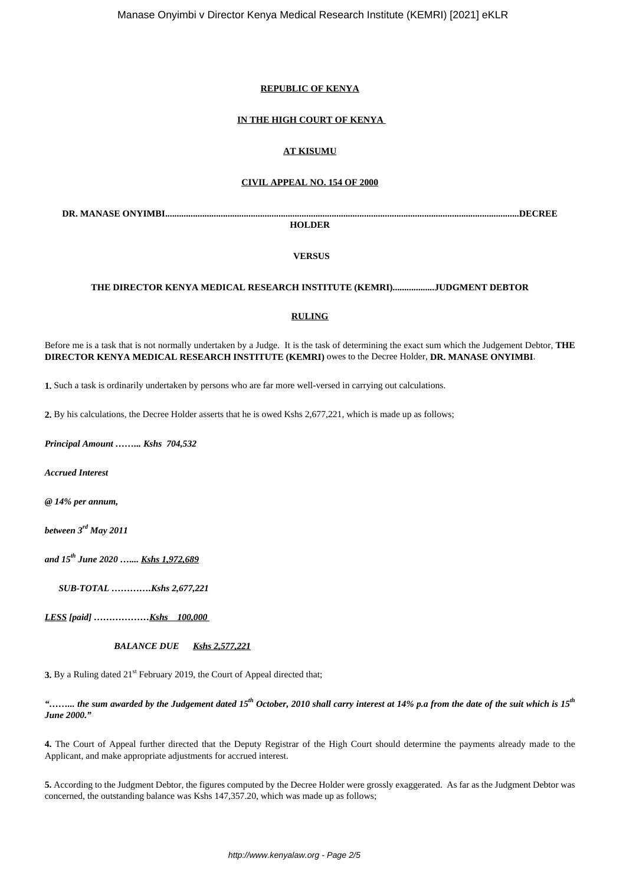**REPUBLIC OF KENYA**

**IN THE HIGH COURT OF KENYA**

**AT KISUMU**

**CIVIL APPEAL NO. 154 OF 2000**

**DR. MANASE ONYIMBI.....................................................................................................................................................DECREE HOLDER**

**VERSUS**

**THE DIRECTOR KENYA MEDICAL RESEARCH INSTITUTE (KEMRI)..................JUDGMENT DEBTOR**

**RULING**

Before me is a task that is not normally undertaken by a Judge. It is the task of determining the exact sum which the Judgement Debtor, **THE DIRECTOR KENYA MEDICAL RESEARCH INSTITUTE (KEMRI)** owes to the Decree Holder, **DR. MANASE ONYIMBI**.

**1.** Such a task is ordinarily undertaken by persons who are far more well-versed in carrying out calculations.

**2.** By his calculations, the Decree Holder asserts that he is owed Kshs 2,677,221, which is made up as follows;

***Principal Amount …….. Kshs 704,532***

***Accrued Interest***

***@ 14% per annum,***

***between 3rd May 2011***

***and 15th June 2020 ….... Kshs 1,972,689***

***SUB-TOTAL …………Kshs 2,677,221***

***LESS [paid] ………………Kshs 100,000***

***BALANCE DUE Kshs 2,577,221***

**3.** By a Ruling dated 21st February 2019, the Court of Appeal directed that;

***"…….. the sum awarded by the Judgement dated 15th October, 2010 shall carry interest at 14% p.a from the date of the suit which is 15th June 2000."***

**4.** The Court of Appeal further directed that the Deputy Registrar of the High Court should determine the payments already made to the Applicant, and make appropriate adjustments for accrued interest.

**5.** According to the Judgment Debtor, the figures computed by the Decree Holder were grossly exaggerated. As far as the Judgment Debtor was concerned, the outstanding balance was Kshs 147,357.20, which was made up as follows;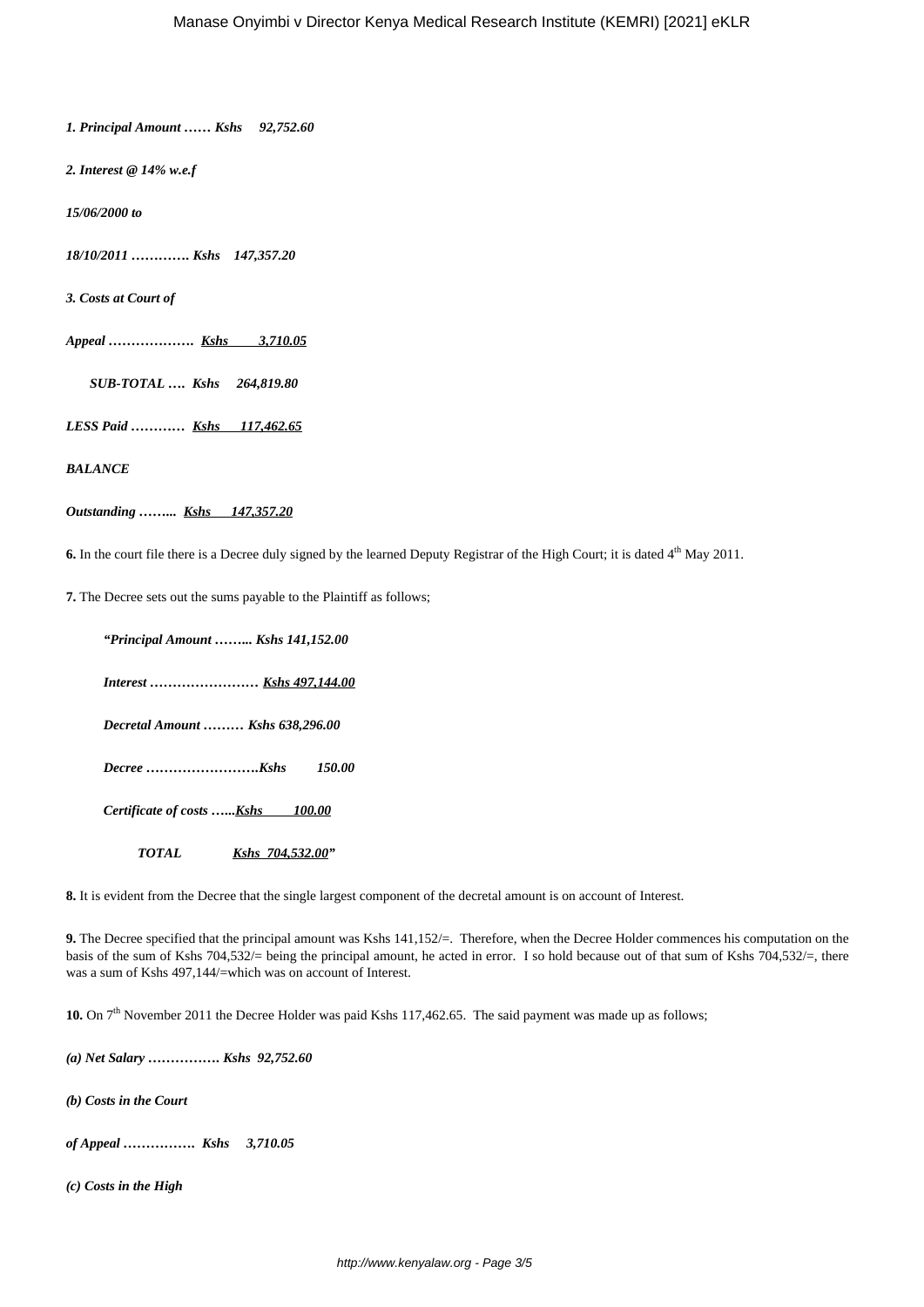*1. Principal Amount …… Kshs 92,752.60*

*2. Interest @ 14% w.e.f*

*15/06/2000 to*

*18/10/2011 …………. Kshs 147,357.20*

*3. Costs at Court of*

*Appeal ………………. Kshs 3,710.05*

*SUB-TOTAL …. Kshs 264,819.80*

*LESS Paid ………… Kshs 117,462.65*

*BALANCE*

*Outstanding ……... Kshs 147,357.20*

**6.** In the court file there is a Decree duly signed by the learned Deputy Registrar of the High Court; it is dated 4th May 2011.

**7.** The Decree sets out the sums payable to the Plaintiff as follows;

*"Principal Amount ……... Kshs 141,152.00*

*Interest …………………… Kshs 497,144.00*

*Decretal Amount ……… Kshs 638,296.00*

*Decree …………………….Kshs 150.00*

*Certificate of costs …...Kshs 100.00*

*TOTAL Kshs 704,532.00"*

**8.** It is evident from the Decree that the single largest component of the decretal amount is on account of Interest.

**9.** The Decree specified that the principal amount was Kshs 141,152/=. Therefore, when the Decree Holder commences his computation on the basis of the sum of Kshs 704,532/= being the principal amount, he acted in error. I so hold because out of that sum of Kshs 704,532/=, there was a sum of Kshs 497,144/=which was on account of Interest.

**10.** On 7th November 2011 the Decree Holder was paid Kshs 117,462.65. The said payment was made up as follows;

*(a) Net Salary ……………. Kshs 92,752.60*

*(b) Costs in the Court*

*of Appeal ……………. Kshs 3,710.05*

*(c) Costs in the High*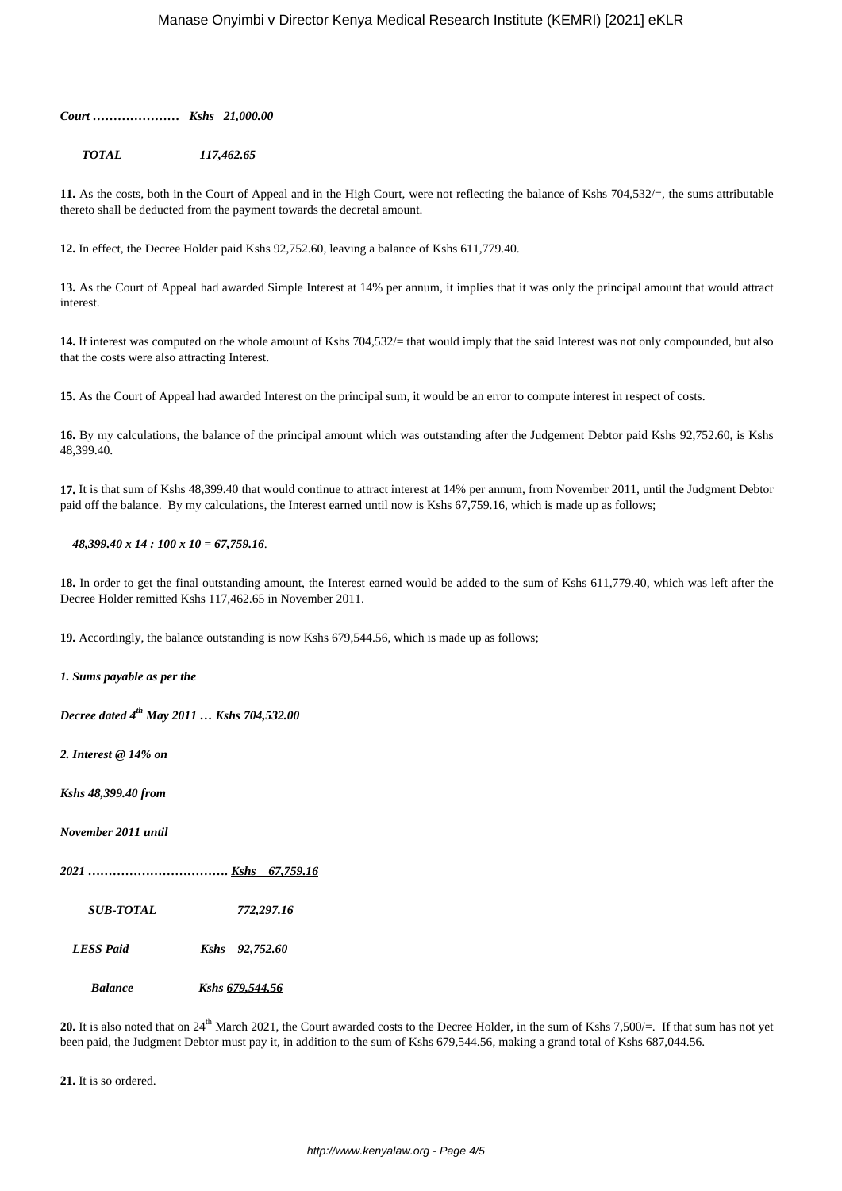***Court ………………… Kshs <u>21,000.00</u>***

***TOTAL <u>117,462.65</u>***

**11.** As the costs, both in the Court of Appeal and in the High Court, were not reflecting the balance of Kshs 704,532/=, the sums attributable thereto shall be deducted from the payment towards the decretal amount.

**12.** In effect, the Decree Holder paid Kshs 92,752.60, leaving a balance of Kshs 611,779.40.

**13.** As the Court of Appeal had awarded Simple Interest at 14% per annum, it implies that it was only the principal amount that would attract interest.

**14.** If interest was computed on the whole amount of Kshs 704,532/= that would imply that the said Interest was not only compounded, but also that the costs were also attracting Interest.

**15.** As the Court of Appeal had awarded Interest on the principal sum, it would be an error to compute interest in respect of costs.

**16.** By my calculations, the balance of the principal amount which was outstanding after the Judgement Debtor paid Kshs 92,752.60, is Kshs 48,399.40.

**17.** It is that sum of Kshs 48,399.40 that would continue to attract interest at 14% per annum, from November 2011, until the Judgment Debtor paid off the balance. By my calculations, the Interest earned until now is Kshs 67,759.16, which is made up as follows;

***48,399.40 x 14 : 100 x 10 = 67,759.16***.

**18.** In order to get the final outstanding amount, the Interest earned would be added to the sum of Kshs 611,779.40, which was left after the Decree Holder remitted Kshs 117,462.65 in November 2011.

**19.** Accordingly, the balance outstanding is now Kshs 679,544.56, which is made up as follows;

***1. Sums payable as per the***

***Decree dated 4th May 2011 … Kshs 704,532.00***

***2. Interest @ 14% on***

***Kshs 48,399.40 from***

***November 2011 until***

***2021 ……………………………. <u>Kshs 67,759.16</u>***

***SUB-TOTAL 772,297.16***

***<u>LESS</u> Paid <u>Kshs 92,752.60</u>***

***Balance Kshs <u>679,544.56</u>***

**20.** It is also noted that on 24th March 2021, the Court awarded costs to the Decree Holder, in the sum of Kshs 7,500/=. If that sum has not yet been paid, the Judgment Debtor must pay it, in addition to the sum of Kshs 679,544.56, making a grand total of Kshs 687,044.56.

**21.** It is so ordered.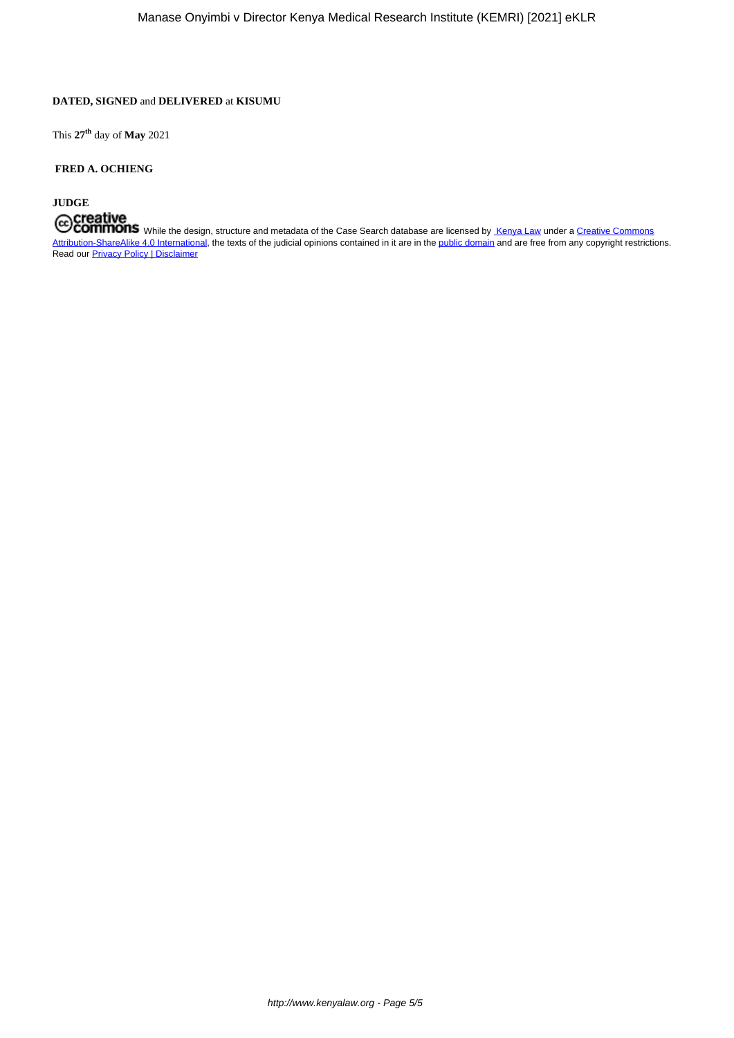**DATED, SIGNED** and **DELIVERED** at **KISUMU**

This **27th** day of **May** 2021

**FRED A. OCHIENG**

**JUDGE**

While the design, structure and metadata of the Case Search database are licensed by Kenya Law under a Creative Commons Attribution-ShareAlike 4.0 International, the texts of the judicial opinions contained in it are in the public domain and are free from any copyright restrictions. Read our Privacy Policy | Disclaimer